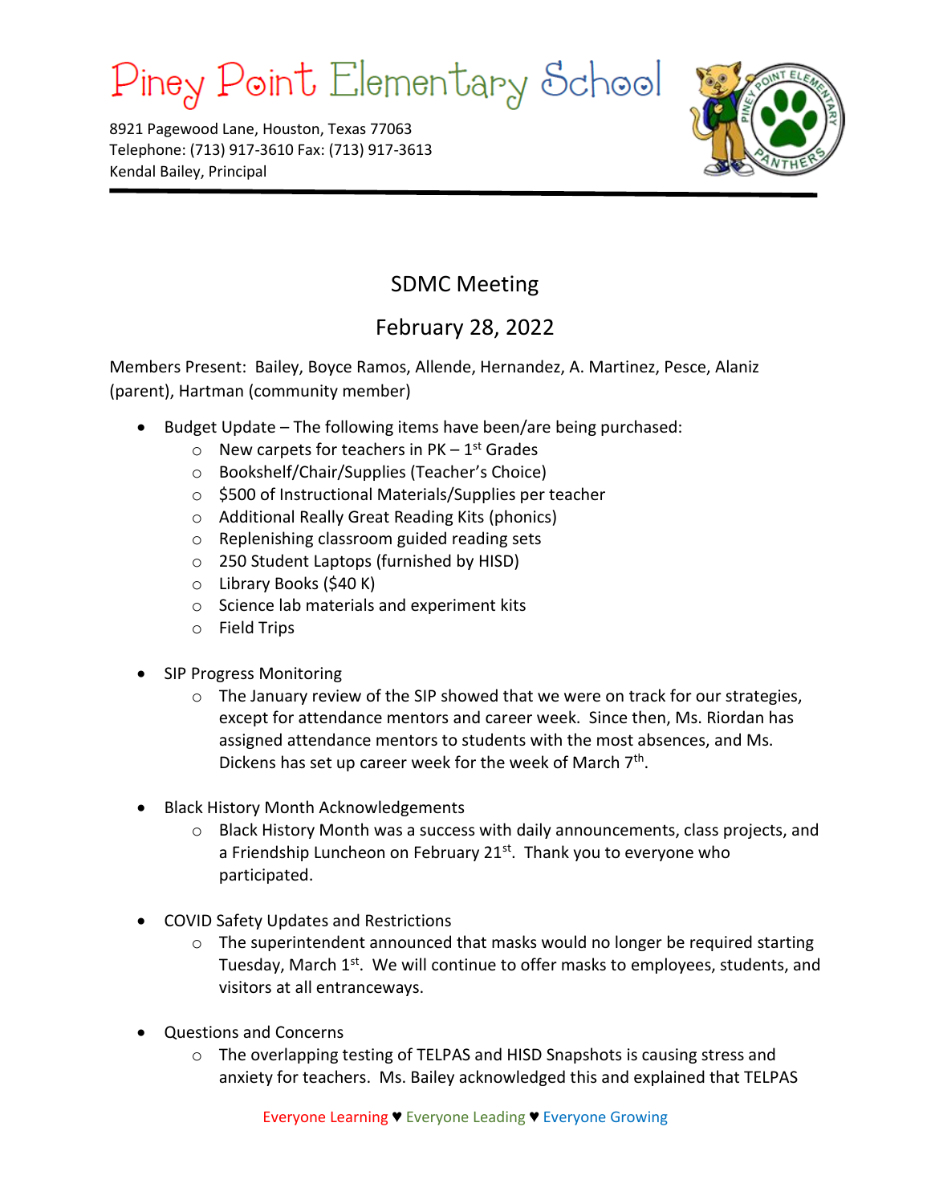# Piney Point Elementary School

8921 Pagewood Lane, Houston, Texas 77063
Telephone: (713) 917-3610 Fax: (713) 917-3613
Kendal Bailey, Principal

---

## SDMC Meeting

## February 28, 2022

Members Present: Bailey, Boyce Ramos, Allende, Hernandez, A. Martinez, Pesce, Alaniz (parent), Hartman (community member)

- Budget Update – The following items have been/are being purchased:
  - New carpets for teachers in PK – 1st Grades
  - Bookshelf/Chair/Supplies (Teacher's Choice)
  - $500 of Instructional Materials/Supplies per teacher
  - Additional Really Great Reading Kits (phonics)
  - Replenishing classroom guided reading sets
  - 250 Student Laptops (furnished by HISD)
  - Library Books ($40 K)
  - Science lab materials and experiment kits
  - Field Trips

- SIP Progress Monitoring
  - The January review of the SIP showed that we were on track for our strategies, except for attendance mentors and career week. Since then, Ms. Riordan has assigned attendance mentors to students with the most absences, and Ms. Dickens has set up career week for the week of March 7th.

- Black History Month Acknowledgements
  - Black History Month was a success with daily announcements, class projects, and a Friendship Luncheon on February 21st. Thank you to everyone who participated.

- COVID Safety Updates and Restrictions
  - The superintendent announced that masks would no longer be required starting Tuesday, March 1st. We will continue to offer masks to employees, students, and visitors at all entranceways.

- Questions and Concerns
  - The overlapping testing of TELPAS and HISD Snapshots is causing stress and anxiety for teachers. Ms. Bailey acknowledged this and explained that TELPAS

Everyone Learning ♥ Everyone Leading ♥ Everyone Growing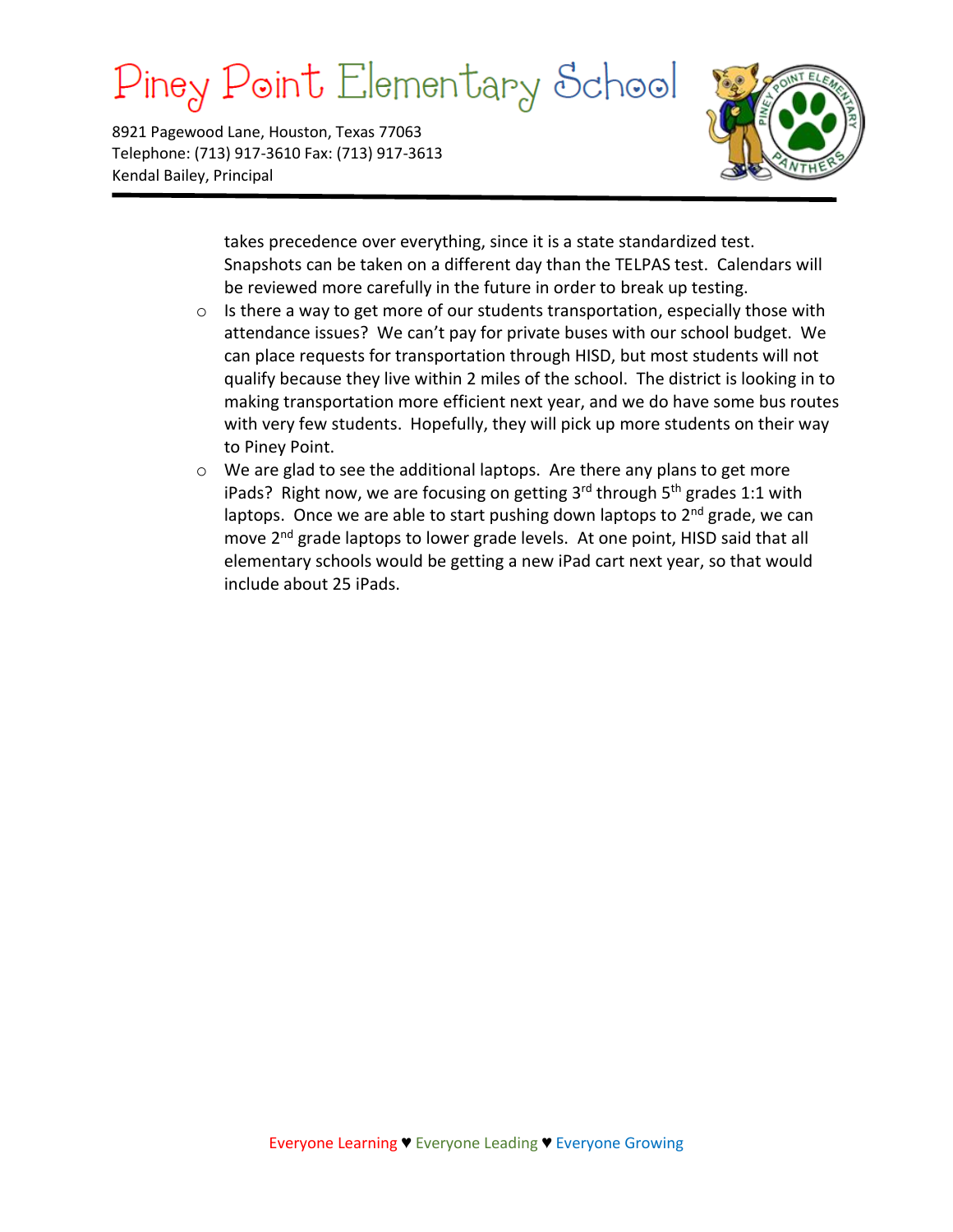takes precedence over everything, since it is a state standardized test. Snapshots can be taken on a different day than the TELPAS test. Calendars will be reviewed more carefully in the future in order to break up testing.

- Is there a way to get more of our students transportation, especially those with attendance issues? We can't pay for private buses with our school budget. We can place requests for transportation through HISD, but most students will not qualify because they live within 2 miles of the school. The district is looking in to making transportation more efficient next year, and we do have some bus routes with very few students. Hopefully, they will pick up more students on their way to Piney Point.
- We are glad to see the additional laptops. Are there any plans to get more iPads? Right now, we are focusing on getting 3rd through 5th grades 1:1 with laptops. Once we are able to start pushing down laptops to 2nd grade, we can move 2nd grade laptops to lower grade levels. At one point, HISD said that all elementary schools would be getting a new iPad cart next year, so that would include about 25 iPads.